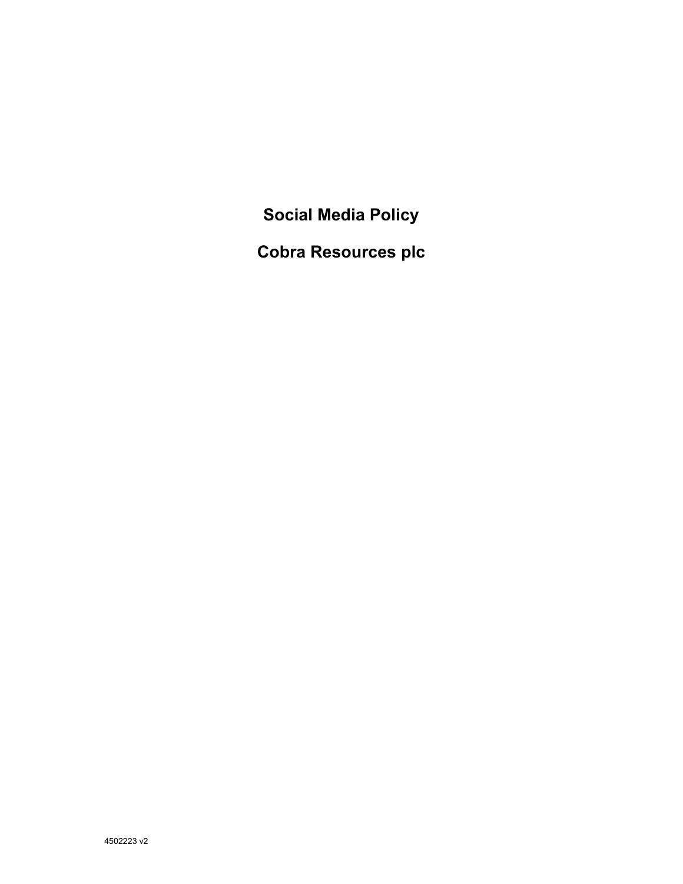# Social Media Policy

# Cobra Resources plc

4502223 v2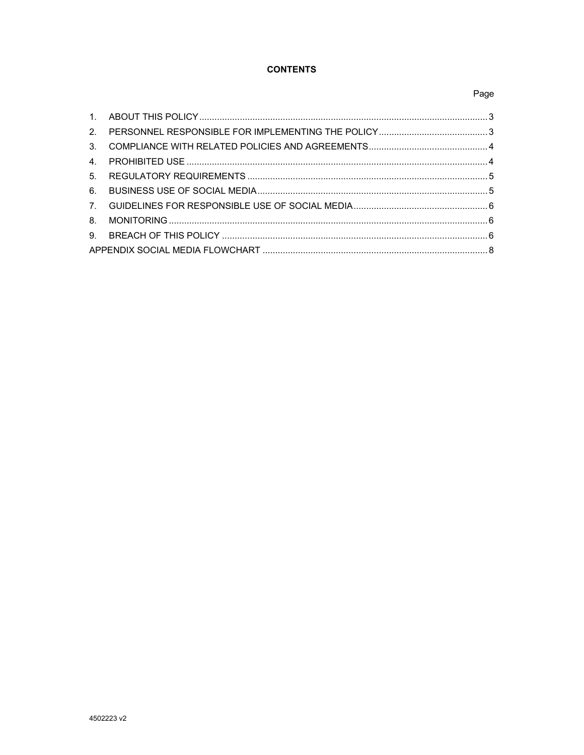**CONTENTS**

| | | Page |
|---|---|---|
| 1. | ABOUT THIS POLICY | 3 |
| 2. | PERSONNEL RESPONSIBLE FOR IMPLEMENTING THE POLICY | 3 |
| 3. | COMPLIANCE WITH RELATED POLICIES AND AGREEMENTS | 4 |
| 4. | PROHIBITED USE | 4 |
| 5. | REGULATORY REQUIREMENTS | 5 |
| 6. | BUSINESS USE OF SOCIAL MEDIA | 5 |
| 7. | GUIDELINES FOR RESPONSIBLE USE OF SOCIAL MEDIA | 6 |
| 8. | MONITORING | 6 |
| 9. | BREACH OF THIS POLICY | 6 |
| APPENDIX SOCIAL MEDIA FLOWCHART | | 8 |

4502223 v2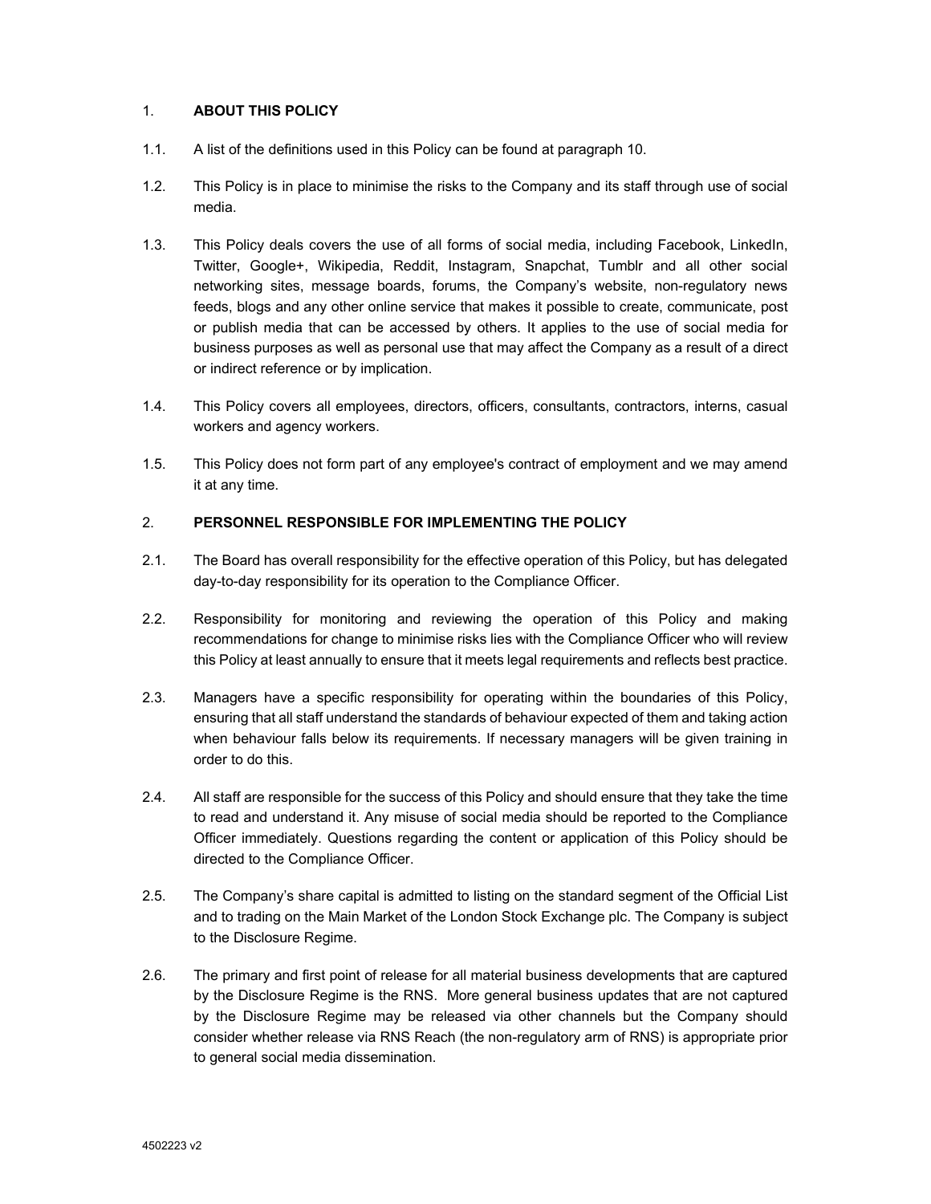## 1. ABOUT THIS POLICY

1.1. A list of the definitions used in this Policy can be found at paragraph 10.

1.2. This Policy is in place to minimise the risks to the Company and its staff through use of social media.

1.3. This Policy deals covers the use of all forms of social media, including Facebook, LinkedIn, Twitter, Google+, Wikipedia, Reddit, Instagram, Snapchat, Tumblr and all other social networking sites, message boards, forums, the Company's website, non-regulatory news feeds, blogs and any other online service that makes it possible to create, communicate, post or publish media that can be accessed by others. It applies to the use of social media for business purposes as well as personal use that may affect the Company as a result of a direct or indirect reference or by implication.

1.4. This Policy covers all employees, directors, officers, consultants, contractors, interns, casual workers and agency workers.

1.5. This Policy does not form part of any employee's contract of employment and we may amend it at any time.

## 2. PERSONNEL RESPONSIBLE FOR IMPLEMENTING THE POLICY

2.1. The Board has overall responsibility for the effective operation of this Policy, but has delegated day-to-day responsibility for its operation to the Compliance Officer.

2.2. Responsibility for monitoring and reviewing the operation of this Policy and making recommendations for change to minimise risks lies with the Compliance Officer who will review this Policy at least annually to ensure that it meets legal requirements and reflects best practice.

2.3. Managers have a specific responsibility for operating within the boundaries of this Policy, ensuring that all staff understand the standards of behaviour expected of them and taking action when behaviour falls below its requirements. If necessary managers will be given training in order to do this.

2.4. All staff are responsible for the success of this Policy and should ensure that they take the time to read and understand it. Any misuse of social media should be reported to the Compliance Officer immediately. Questions regarding the content or application of this Policy should be directed to the Compliance Officer.

2.5. The Company's share capital is admitted to listing on the standard segment of the Official List and to trading on the Main Market of the London Stock Exchange plc. The Company is subject to the Disclosure Regime.

2.6. The primary and first point of release for all material business developments that are captured by the Disclosure Regime is the RNS. More general business updates that are not captured by the Disclosure Regime may be released via other channels but the Company should consider whether release via RNS Reach (the non-regulatory arm of RNS) is appropriate prior to general social media dissemination.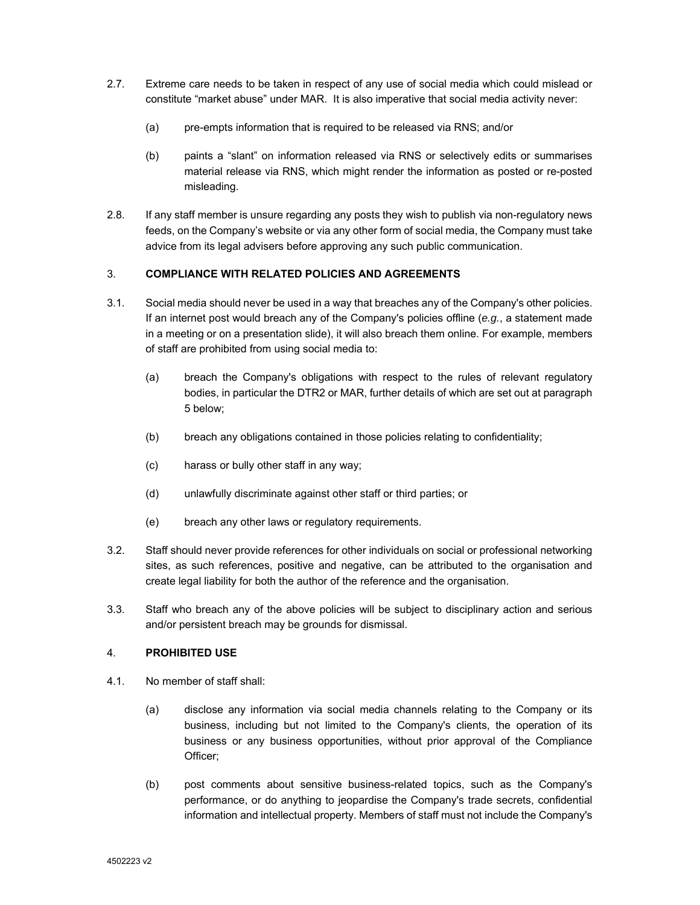2.7. Extreme care needs to be taken in respect of any use of social media which could mislead or constitute "market abuse" under MAR. It is also imperative that social media activity never:

(a) pre-empts information that is required to be released via RNS; and/or

(b) paints a "slant" on information released via RNS or selectively edits or summarises material release via RNS, which might render the information as posted or re-posted misleading.

2.8. If any staff member is unsure regarding any posts they wish to publish via non-regulatory news feeds, on the Company's website or via any other form of social media, the Company must take advice from its legal advisers before approving any such public communication.

## 3. COMPLIANCE WITH RELATED POLICIES AND AGREEMENTS

3.1. Social media should never be used in a way that breaches any of the Company's other policies. If an internet post would breach any of the Company's policies offline (*e.g.*, a statement made in a meeting or on a presentation slide), it will also breach them online. For example, members of staff are prohibited from using social media to:

(a) breach the Company's obligations with respect to the rules of relevant regulatory bodies, in particular the DTR2 or MAR, further details of which are set out at paragraph 5 below;

(b) breach any obligations contained in those policies relating to confidentiality;

(c) harass or bully other staff in any way;

(d) unlawfully discriminate against other staff or third parties; or

(e) breach any other laws or regulatory requirements.

3.2. Staff should never provide references for other individuals on social or professional networking sites, as such references, positive and negative, can be attributed to the organisation and create legal liability for both the author of the reference and the organisation.

3.3. Staff who breach any of the above policies will be subject to disciplinary action and serious and/or persistent breach may be grounds for dismissal.

## 4. PROHIBITED USE

4.1. No member of staff shall:

(a) disclose any information via social media channels relating to the Company or its business, including but not limited to the Company's clients, the operation of its business or any business opportunities, without prior approval of the Compliance Officer;

(b) post comments about sensitive business-related topics, such as the Company's performance, or do anything to jeopardise the Company's trade secrets, confidential information and intellectual property. Members of staff must not include the Company's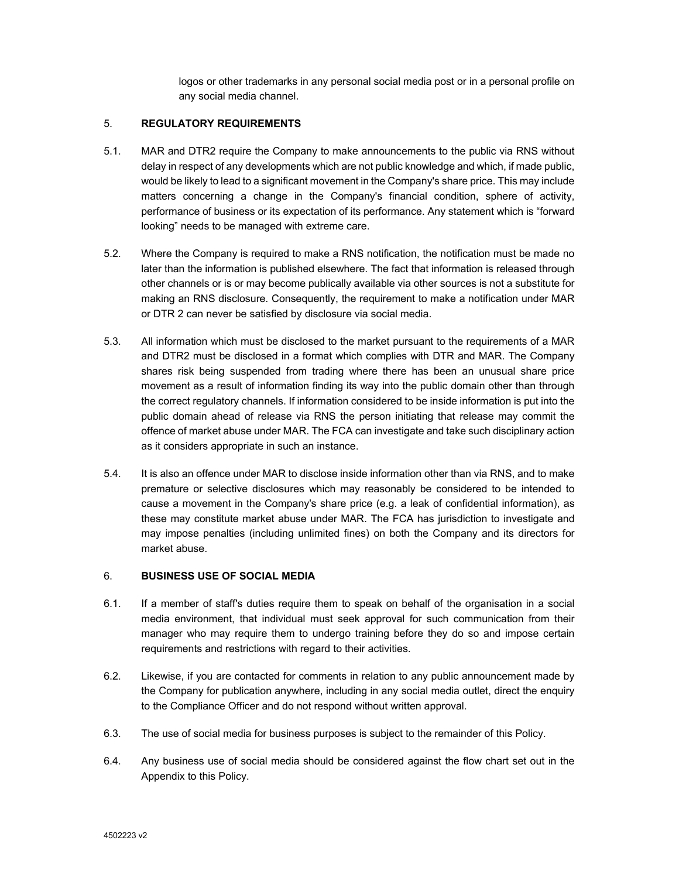logos or other trademarks in any personal social media post or in a personal profile on any social media channel.

5. **REGULATORY REQUIREMENTS**

5.1. MAR and DTR2 require the Company to make announcements to the public via RNS without delay in respect of any developments which are not public knowledge and which, if made public, would be likely to lead to a significant movement in the Company's share price. This may include matters concerning a change in the Company's financial condition, sphere of activity, performance of business or its expectation of its performance. Any statement which is "forward looking" needs to be managed with extreme care.

5.2. Where the Company is required to make a RNS notification, the notification must be made no later than the information is published elsewhere. The fact that information is released through other channels or is or may become publically available via other sources is not a substitute for making an RNS disclosure. Consequently, the requirement to make a notification under MAR or DTR 2 can never be satisfied by disclosure via social media.

5.3. All information which must be disclosed to the market pursuant to the requirements of a MAR and DTR2 must be disclosed in a format which complies with DTR and MAR. The Company shares risk being suspended from trading where there has been an unusual share price movement as a result of information finding its way into the public domain other than through the correct regulatory channels. If information considered to be inside information is put into the public domain ahead of release via RNS the person initiating that release may commit the offence of market abuse under MAR. The FCA can investigate and take such disciplinary action as it considers appropriate in such an instance.

5.4. It is also an offence under MAR to disclose inside information other than via RNS, and to make premature or selective disclosures which may reasonably be considered to be intended to cause a movement in the Company's share price (e.g. a leak of confidential information), as these may constitute market abuse under MAR. The FCA has jurisdiction to investigate and may impose penalties (including unlimited fines) on both the Company and its directors for market abuse.

6. **BUSINESS USE OF SOCIAL MEDIA**

6.1. If a member of staff's duties require them to speak on behalf of the organisation in a social media environment, that individual must seek approval for such communication from their manager who may require them to undergo training before they do so and impose certain requirements and restrictions with regard to their activities.

6.2. Likewise, if you are contacted for comments in relation to any public announcement made by the Company for publication anywhere, including in any social media outlet, direct the enquiry to the Compliance Officer and do not respond without written approval.

6.3. The use of social media for business purposes is subject to the remainder of this Policy.

6.4. Any business use of social media should be considered against the flow chart set out in the Appendix to this Policy.

4502223 v2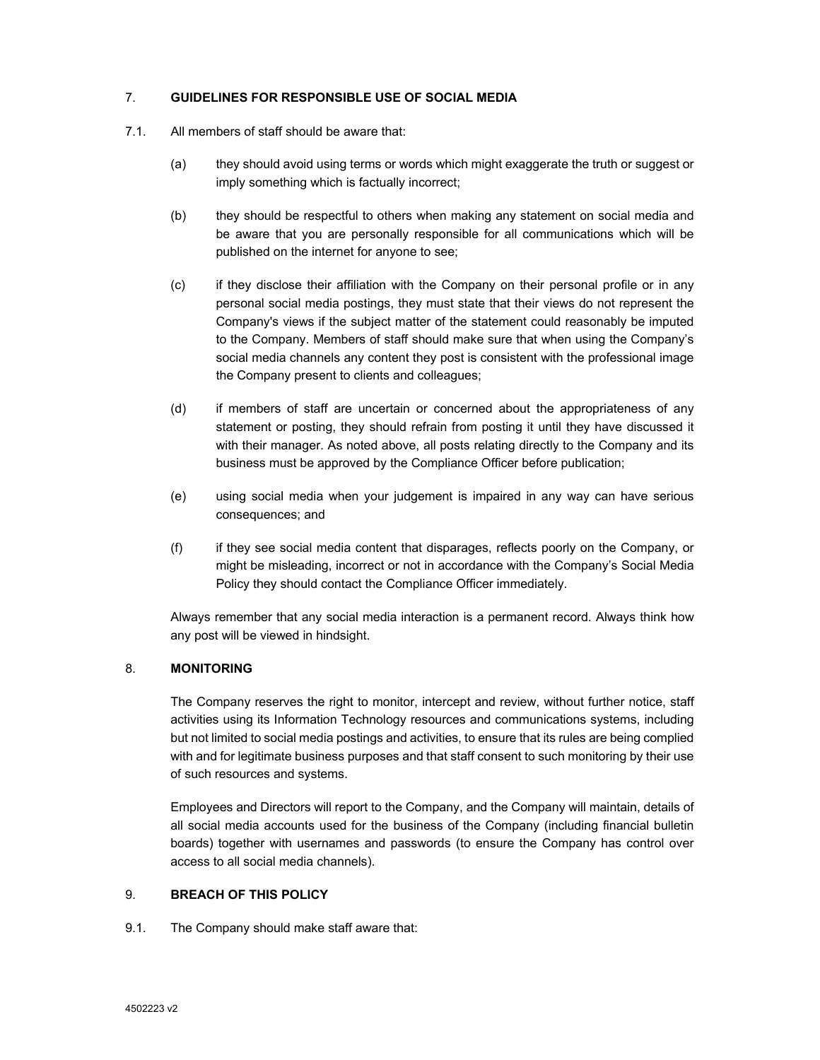## 7. GUIDELINES FOR RESPONSIBLE USE OF SOCIAL MEDIA

7.1. All members of staff should be aware that:

(a) they should avoid using terms or words which might exaggerate the truth or suggest or imply something which is factually incorrect;

(b) they should be respectful to others when making any statement on social media and be aware that you are personally responsible for all communications which will be published on the internet for anyone to see;

(c) if they disclose their affiliation with the Company on their personal profile or in any personal social media postings, they must state that their views do not represent the Company's views if the subject matter of the statement could reasonably be imputed to the Company. Members of staff should make sure that when using the Company's social media channels any content they post is consistent with the professional image the Company present to clients and colleagues;

(d) if members of staff are uncertain or concerned about the appropriateness of any statement or posting, they should refrain from posting it until they have discussed it with their manager. As noted above, all posts relating directly to the Company and its business must be approved by the Compliance Officer before publication;

(e) using social media when your judgement is impaired in any way can have serious consequences; and

(f) if they see social media content that disparages, reflects poorly on the Company, or might be misleading, incorrect or not in accordance with the Company's Social Media Policy they should contact the Compliance Officer immediately.

Always remember that any social media interaction is a permanent record. Always think how any post will be viewed in hindsight.

## 8. MONITORING

The Company reserves the right to monitor, intercept and review, without further notice, staff activities using its Information Technology resources and communications systems, including but not limited to social media postings and activities, to ensure that its rules are being complied with and for legitimate business purposes and that staff consent to such monitoring by their use of such resources and systems.

Employees and Directors will report to the Company, and the Company will maintain, details of all social media accounts used for the business of the Company (including financial bulletin boards) together with usernames and passwords (to ensure the Company has control over access to all social media channels).

## 9. BREACH OF THIS POLICY

9.1. The Company should make staff aware that: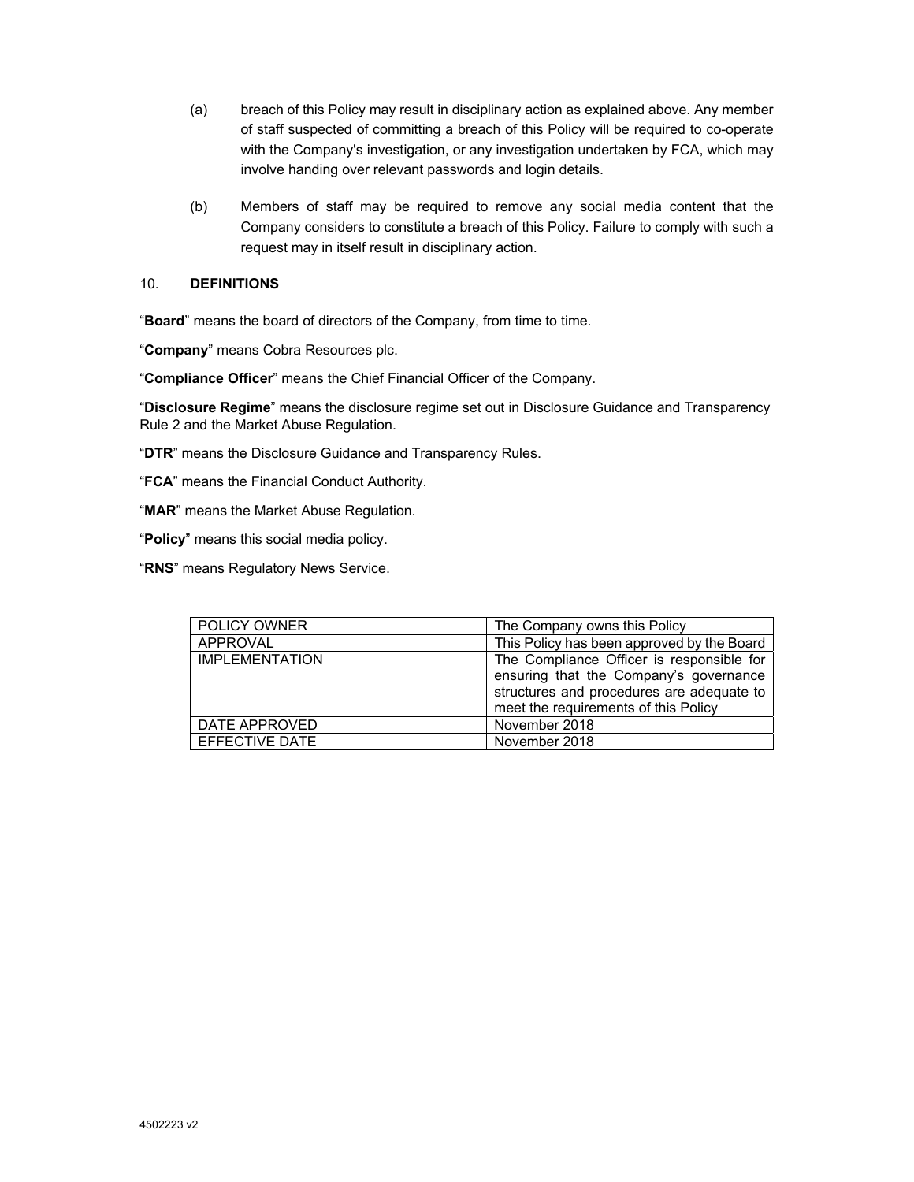(a) breach of this Policy may result in disciplinary action as explained above. Any member of staff suspected of committing a breach of this Policy will be required to co-operate with the Company's investigation, or any investigation undertaken by FCA, which may involve handing over relevant passwords and login details.

(b) Members of staff may be required to remove any social media content that the Company considers to constitute a breach of this Policy. Failure to comply with such a request may in itself result in disciplinary action.

## 10. DEFINITIONS

"**Board**" means the board of directors of the Company, from time to time.

"**Company**" means Cobra Resources plc.

"**Compliance Officer**" means the Chief Financial Officer of the Company.

"**Disclosure Regime**" means the disclosure regime set out in Disclosure Guidance and Transparency Rule 2 and the Market Abuse Regulation.

"**DTR**" means the Disclosure Guidance and Transparency Rules.

"**FCA**" means the Financial Conduct Authority.

"**MAR**" means the Market Abuse Regulation.

"**Policy**" means this social media policy.

"**RNS**" means Regulatory News Service.

| | |
|---|---|
| POLICY OWNER | The Company owns this Policy |
| APPROVAL | This Policy has been approved by the Board |
| IMPLEMENTATION | The Compliance Officer is responsible for ensuring that the Company's governance structures and procedures are adequate to meet the requirements of this Policy |
| DATE APPROVED | November 2018 |
| EFFECTIVE DATE | November 2018 |

4502223 v2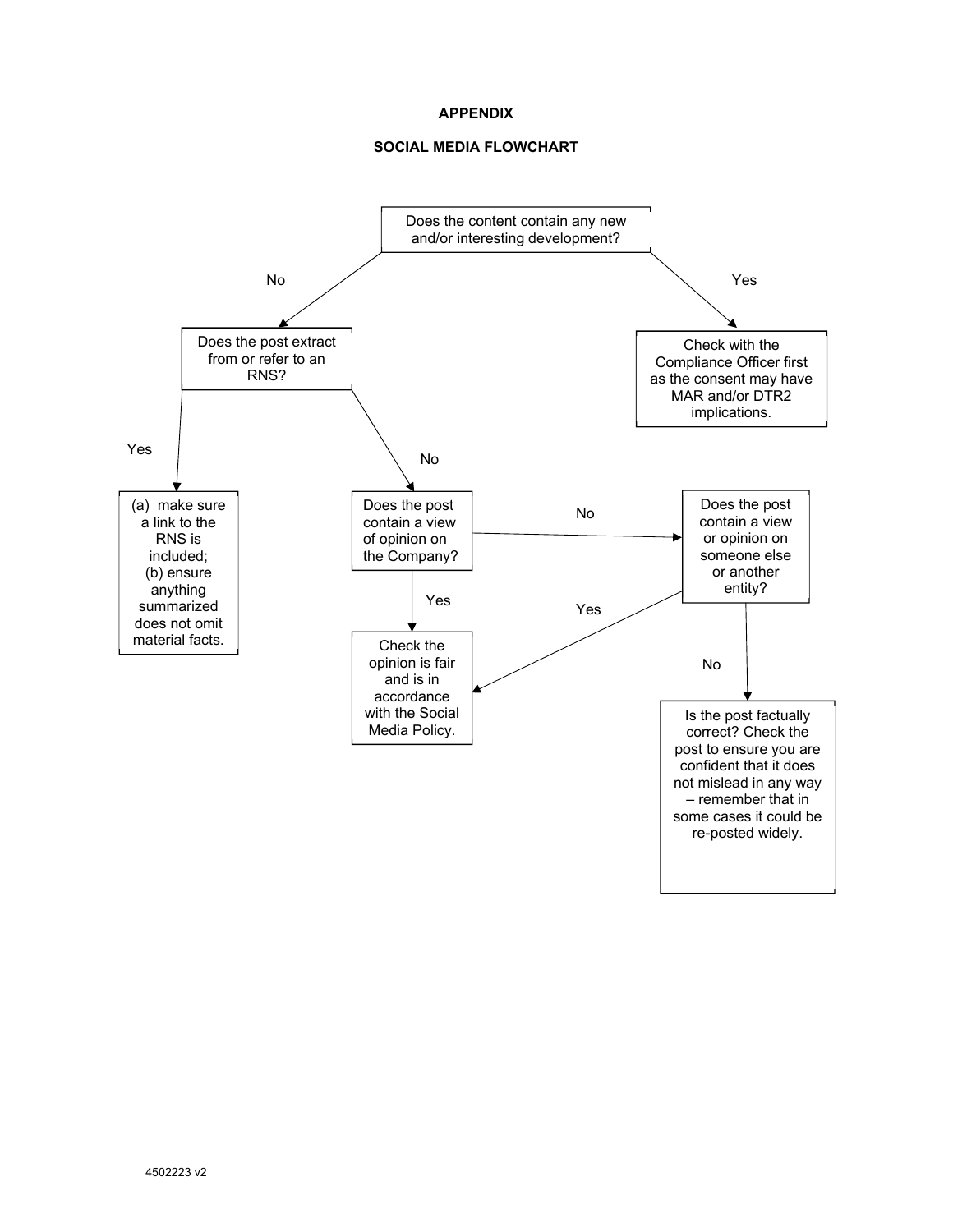**APPENDIX**

**SOCIAL MEDIA FLOWCHART**

Does the content contain any new and/or interesting development?

No

Yes

Does the post extract from or refer to an RNS?

Check with the Compliance Officer first as the consent may have MAR and/or DTR2 implications.

Yes

No

(a) make sure a link to the RNS is included;
(b) ensure anything summarized does not omit material facts.

Does the post contain a view of opinion on the Company?

No

Does the post contain a view or opinion on someone else or another entity?

Yes

Yes

Check the opinion is fair and is in accordance with the Social Media Policy.

No

Is the post factually correct? Check the post to ensure you are confident that it does not mislead in any way – remember that in some cases it could be re-posted widely.

4502223 v2